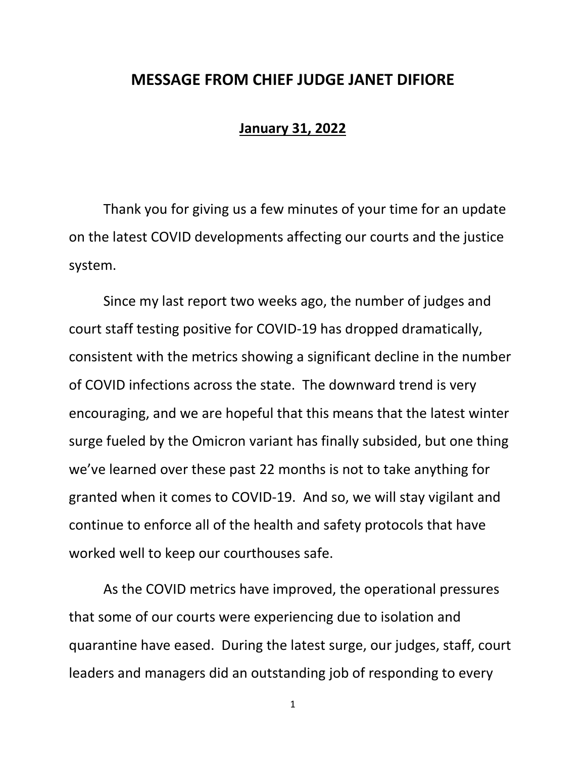# MESSAGE FROM CHIEF JUDGE JANET DIFIORE

**January 31, 2022**

Thank you for giving us a few minutes of your time for an update on the latest COVID developments affecting our courts and the justice system.

Since my last report two weeks ago, the number of judges and court staff testing positive for COVID-19 has dropped dramatically, consistent with the metrics showing a significant decline in the number of COVID infections across the state. The downward trend is very encouraging, and we are hopeful that this means that the latest winter surge fueled by the Omicron variant has finally subsided, but one thing we've learned over these past 22 months is not to take anything for granted when it comes to COVID-19. And so, we will stay vigilant and continue to enforce all of the health and safety protocols that have worked well to keep our courthouses safe.

As the COVID metrics have improved, the operational pressures that some of our courts were experiencing due to isolation and quarantine have eased. During the latest surge, our judges, staff, court leaders and managers did an outstanding job of responding to every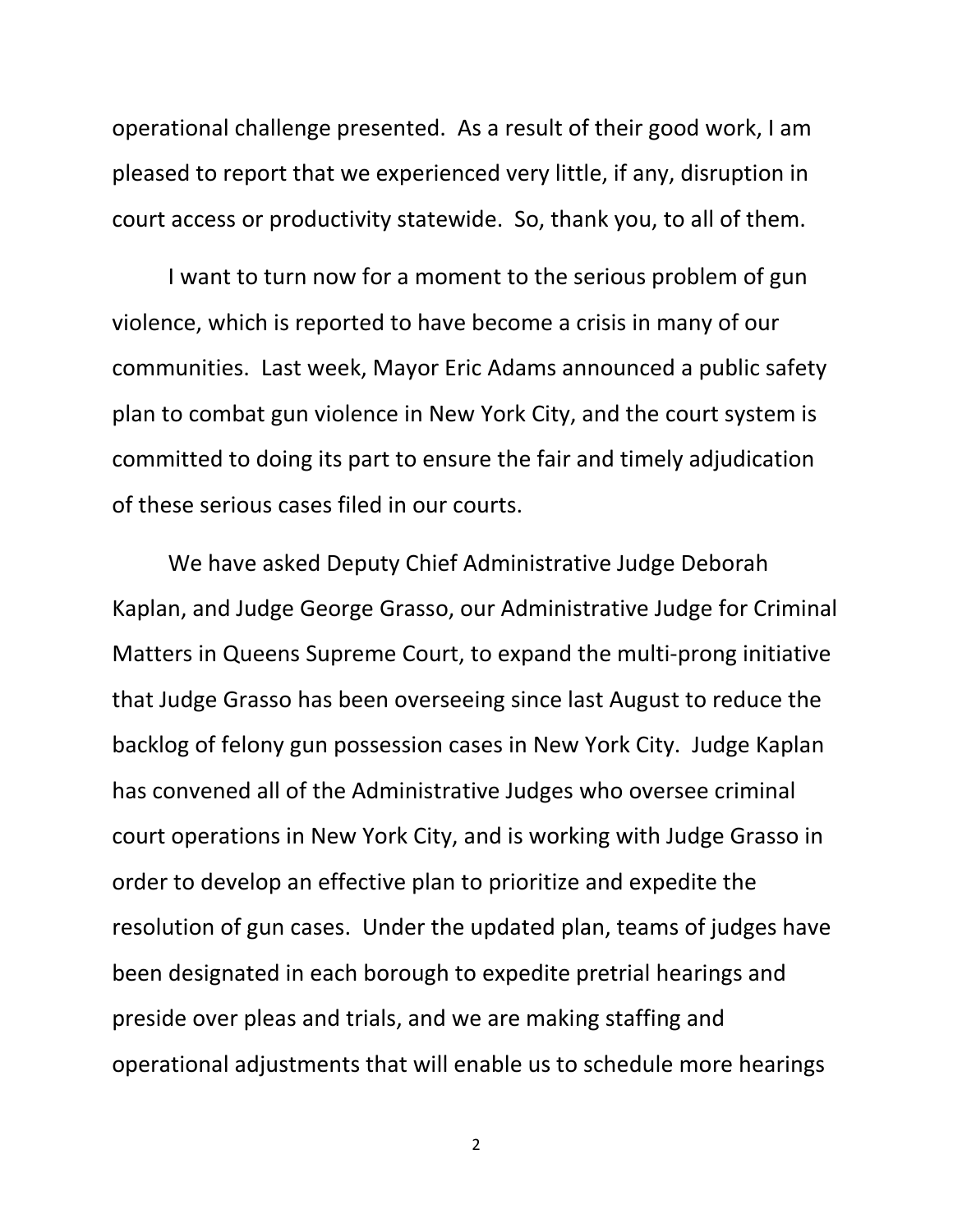operational challenge presented. As a result of their good work, I am pleased to report that we experienced very little, if any, disruption in court access or productivity statewide. So, thank you, to all of them.

I want to turn now for a moment to the serious problem of gun violence, which is reported to have become a crisis in many of our communities. Last week, Mayor Eric Adams announced a public safety plan to combat gun violence in New York City, and the court system is committed to doing its part to ensure the fair and timely adjudication of these serious cases filed in our courts.

We have asked Deputy Chief Administrative Judge Deborah Kaplan, and Judge George Grasso, our Administrative Judge for Criminal Matters in Queens Supreme Court, to expand the multi-prong initiative that Judge Grasso has been overseeing since last August to reduce the backlog of felony gun possession cases in New York City. Judge Kaplan has convened all of the Administrative Judges who oversee criminal court operations in New York City, and is working with Judge Grasso in order to develop an effective plan to prioritize and expedite the resolution of gun cases. Under the updated plan, teams of judges have been designated in each borough to expedite pretrial hearings and preside over pleas and trials, and we are making staffing and operational adjustments that will enable us to schedule more hearings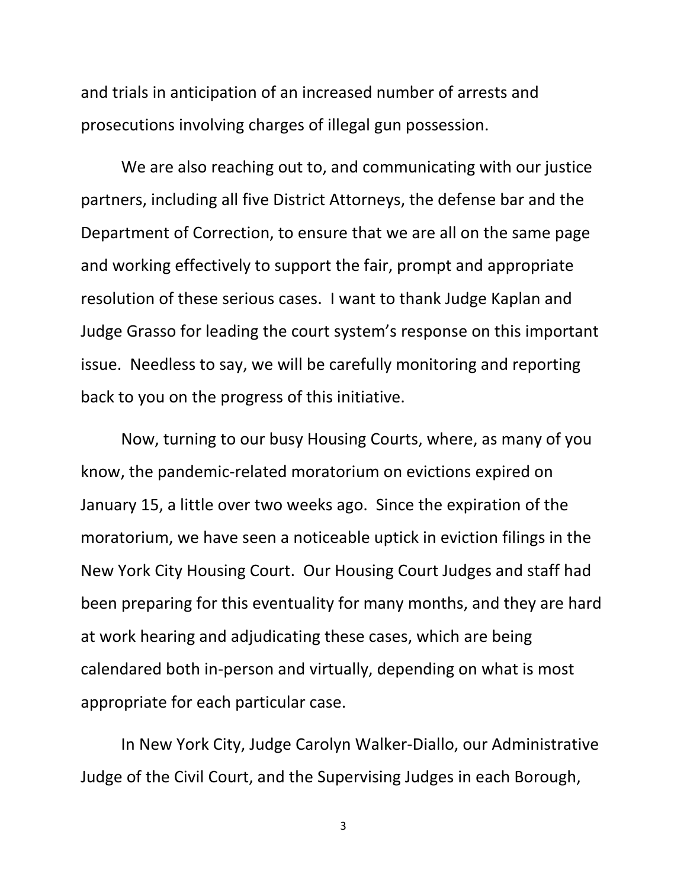and trials in anticipation of an increased number of arrests and prosecutions involving charges of illegal gun possession.

We are also reaching out to, and communicating with our justice partners, including all five District Attorneys, the defense bar and the Department of Correction, to ensure that we are all on the same page and working effectively to support the fair, prompt and appropriate resolution of these serious cases. I want to thank Judge Kaplan and Judge Grasso for leading the court system's response on this important issue. Needless to say, we will be carefully monitoring and reporting back to you on the progress of this initiative.

Now, turning to our busy Housing Courts, where, as many of you know, the pandemic-related moratorium on evictions expired on January 15, a little over two weeks ago. Since the expiration of the moratorium, we have seen a noticeable uptick in eviction filings in the New York City Housing Court. Our Housing Court Judges and staff had been preparing for this eventuality for many months, and they are hard at work hearing and adjudicating these cases, which are being calendared both in-person and virtually, depending on what is most appropriate for each particular case.

In New York City, Judge Carolyn Walker-Diallo, our Administrative Judge of the Civil Court, and the Supervising Judges in each Borough,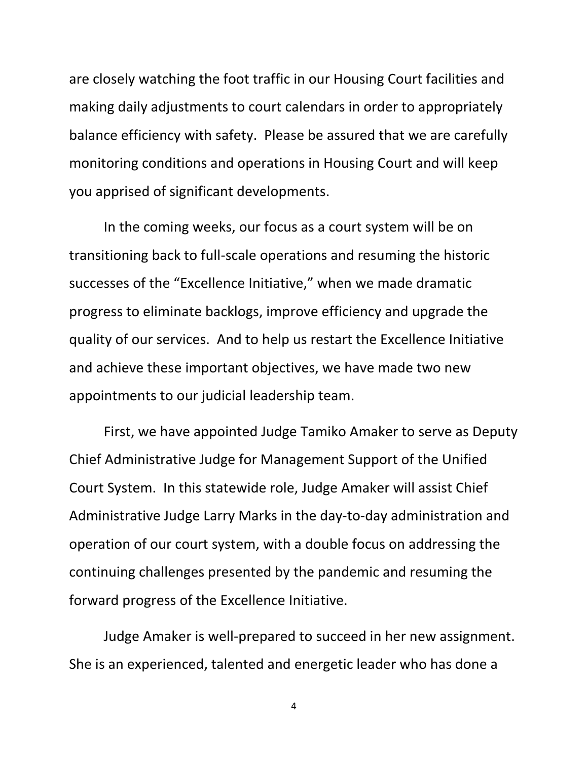are closely watching the foot traffic in our Housing Court facilities and making daily adjustments to court calendars in order to appropriately balance efficiency with safety. Please be assured that we are carefully monitoring conditions and operations in Housing Court and will keep you apprised of significant developments.

In the coming weeks, our focus as a court system will be on transitioning back to full-scale operations and resuming the historic successes of the "Excellence Initiative," when we made dramatic progress to eliminate backlogs, improve efficiency and upgrade the quality of our services. And to help us restart the Excellence Initiative and achieve these important objectives, we have made two new appointments to our judicial leadership team.

First, we have appointed Judge Tamiko Amaker to serve as Deputy Chief Administrative Judge for Management Support of the Unified Court System. In this statewide role, Judge Amaker will assist Chief Administrative Judge Larry Marks in the day-to-day administration and operation of our court system, with a double focus on addressing the continuing challenges presented by the pandemic and resuming the forward progress of the Excellence Initiative.

Judge Amaker is well-prepared to succeed in her new assignment. She is an experienced, talented and energetic leader who has done a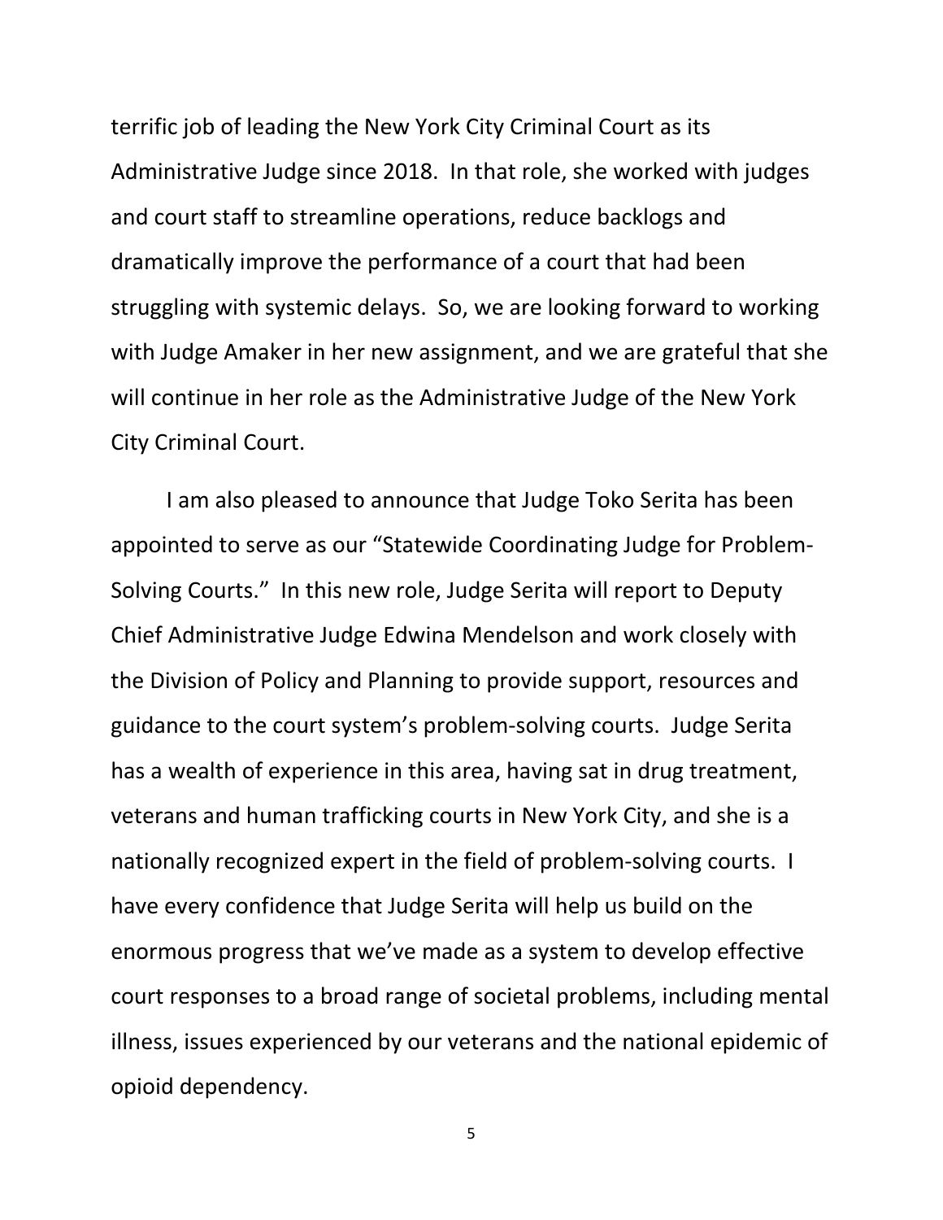terrific job of leading the New York City Criminal Court as its Administrative Judge since 2018. In that role, she worked with judges and court staff to streamline operations, reduce backlogs and dramatically improve the performance of a court that had been struggling with systemic delays. So, we are looking forward to working with Judge Amaker in her new assignment, and we are grateful that she will continue in her role as the Administrative Judge of the New York City Criminal Court.

I am also pleased to announce that Judge Toko Serita has been appointed to serve as our "Statewide Coordinating Judge for Problem-Solving Courts." In this new role, Judge Serita will report to Deputy Chief Administrative Judge Edwina Mendelson and work closely with the Division of Policy and Planning to provide support, resources and guidance to the court system's problem-solving courts. Judge Serita has a wealth of experience in this area, having sat in drug treatment, veterans and human trafficking courts in New York City, and she is a nationally recognized expert in the field of problem-solving courts. I have every confidence that Judge Serita will help us build on the enormous progress that we've made as a system to develop effective court responses to a broad range of societal problems, including mental illness, issues experienced by our veterans and the national epidemic of opioid dependency.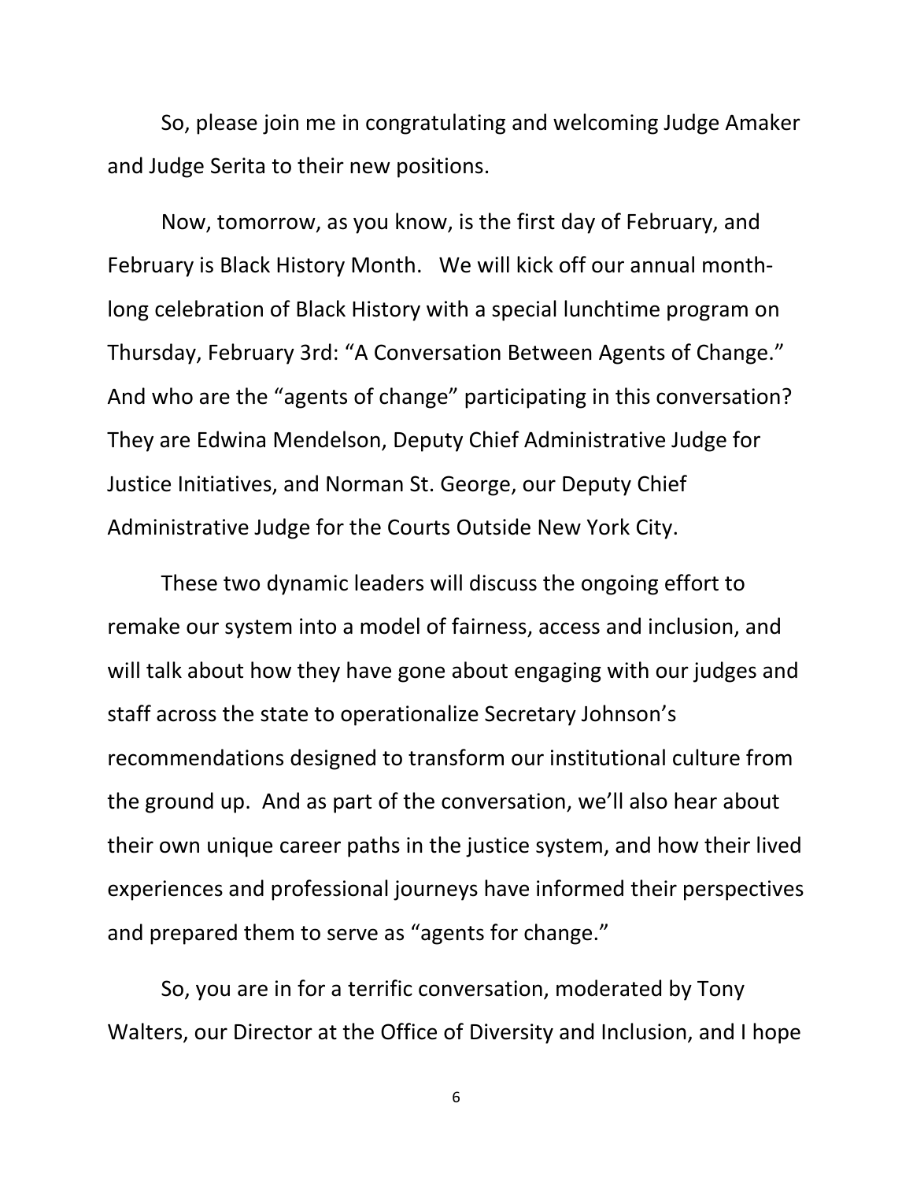So, please join me in congratulating and welcoming Judge Amaker and Judge Serita to their new positions.

Now, tomorrow, as you know, is the first day of February, and February is Black History Month. We will kick off our annual month-long celebration of Black History with a special lunchtime program on Thursday, February 3rd: "A Conversation Between Agents of Change." And who are the "agents of change" participating in this conversation? They are Edwina Mendelson, Deputy Chief Administrative Judge for Justice Initiatives, and Norman St. George, our Deputy Chief Administrative Judge for the Courts Outside New York City.

These two dynamic leaders will discuss the ongoing effort to remake our system into a model of fairness, access and inclusion, and will talk about how they have gone about engaging with our judges and staff across the state to operationalize Secretary Johnson's recommendations designed to transform our institutional culture from the ground up. And as part of the conversation, we'll also hear about their own unique career paths in the justice system, and how their lived experiences and professional journeys have informed their perspectives and prepared them to serve as "agents for change."

So, you are in for a terrific conversation, moderated by Tony Walters, our Director at the Office of Diversity and Inclusion, and I hope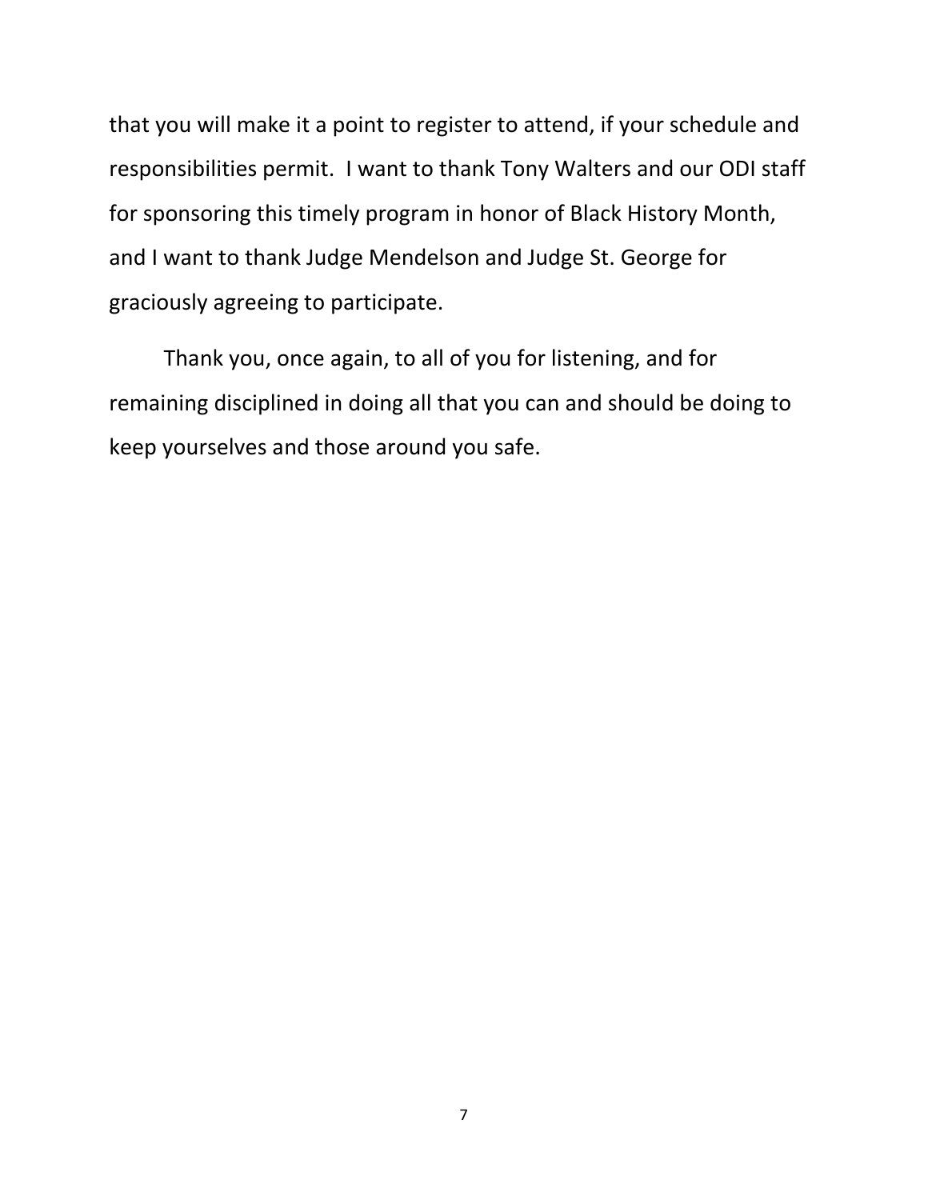that you will make it a point to register to attend, if your schedule and responsibilities permit. I want to thank Tony Walters and our ODI staff for sponsoring this timely program in honor of Black History Month, and I want to thank Judge Mendelson and Judge St. George for graciously agreeing to participate.

Thank you, once again, to all of you for listening, and for remaining disciplined in doing all that you can and should be doing to keep yourselves and those around you safe.